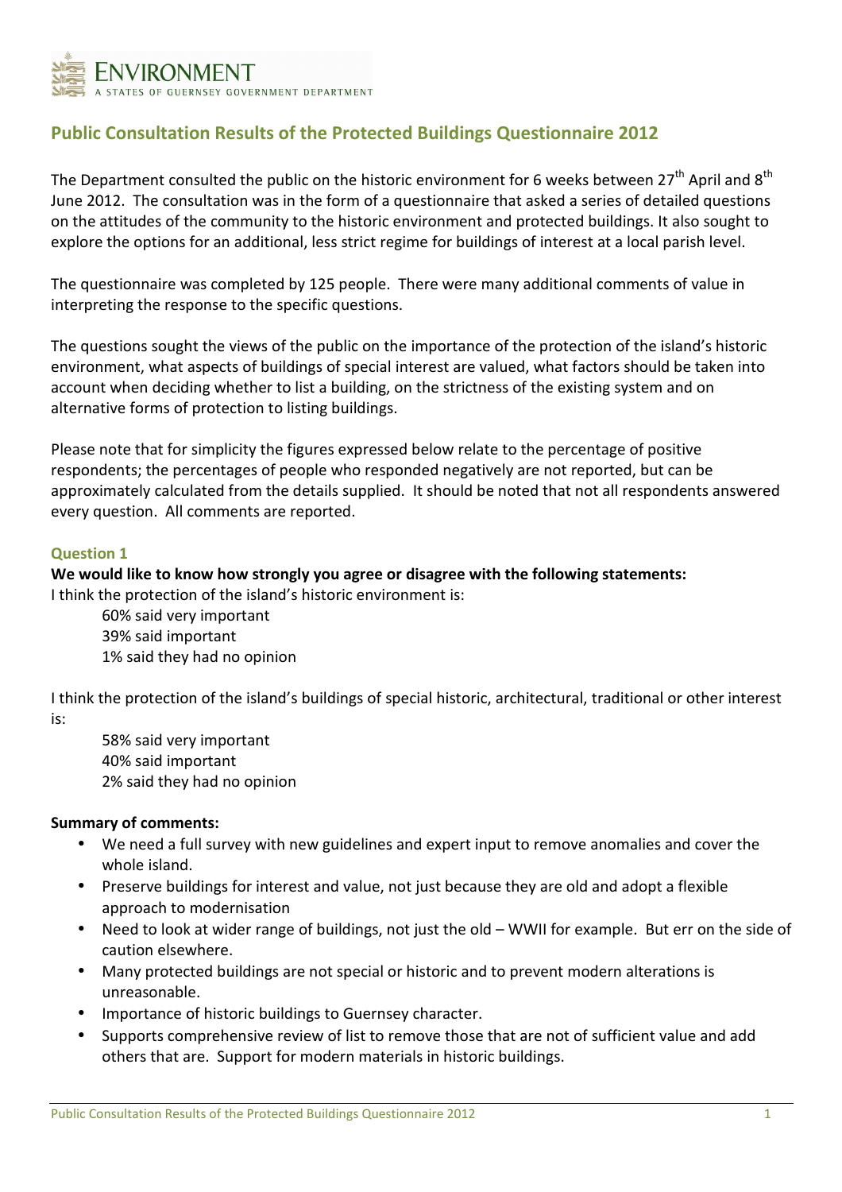ENVIRONMENT
A STATES OF GUERNSEY GOVERNMENT DEPARTMENT

# Public Consultation Results of the Protected Buildings Questionnaire 2012

The Department consulted the public on the historic environment for 6 weeks between 27th April and 8th June 2012. The consultation was in the form of a questionnaire that asked a series of detailed questions on the attitudes of the community to the historic environment and protected buildings. It also sought to explore the options for an additional, less strict regime for buildings of interest at a local parish level.

The questionnaire was completed by 125 people. There were many additional comments of value in interpreting the response to the specific questions.

The questions sought the views of the public on the importance of the protection of the island's historic environment, what aspects of buildings of special interest are valued, what factors should be taken into account when deciding whether to list a building, on the strictness of the existing system and on alternative forms of protection to listing buildings.

Please note that for simplicity the figures expressed below relate to the percentage of positive respondents; the percentages of people who responded negatively are not reported, but can be approximately calculated from the details supplied. It should be noted that not all respondents answered every question. All comments are reported.

## Question 1

**We would like to know how strongly you agree or disagree with the following statements:**

I think the protection of the island's historic environment is:

- 60% said very important
- 39% said important
- 1% said they had no opinion

I think the protection of the island's buildings of special historic, architectural, traditional or other interest is:

- 58% said very important
- 40% said important
- 2% said they had no opinion

**Summary of comments:**

- We need a full survey with new guidelines and expert input to remove anomalies and cover the whole island.
- Preserve buildings for interest and value, not just because they are old and adopt a flexible approach to modernisation
- Need to look at wider range of buildings, not just the old – WWII for example. But err on the side of caution elsewhere.
- Many protected buildings are not special or historic and to prevent modern alterations is unreasonable.
- Importance of historic buildings to Guernsey character.
- Supports comprehensive review of list to remove those that are not of sufficient value and add others that are. Support for modern materials in historic buildings.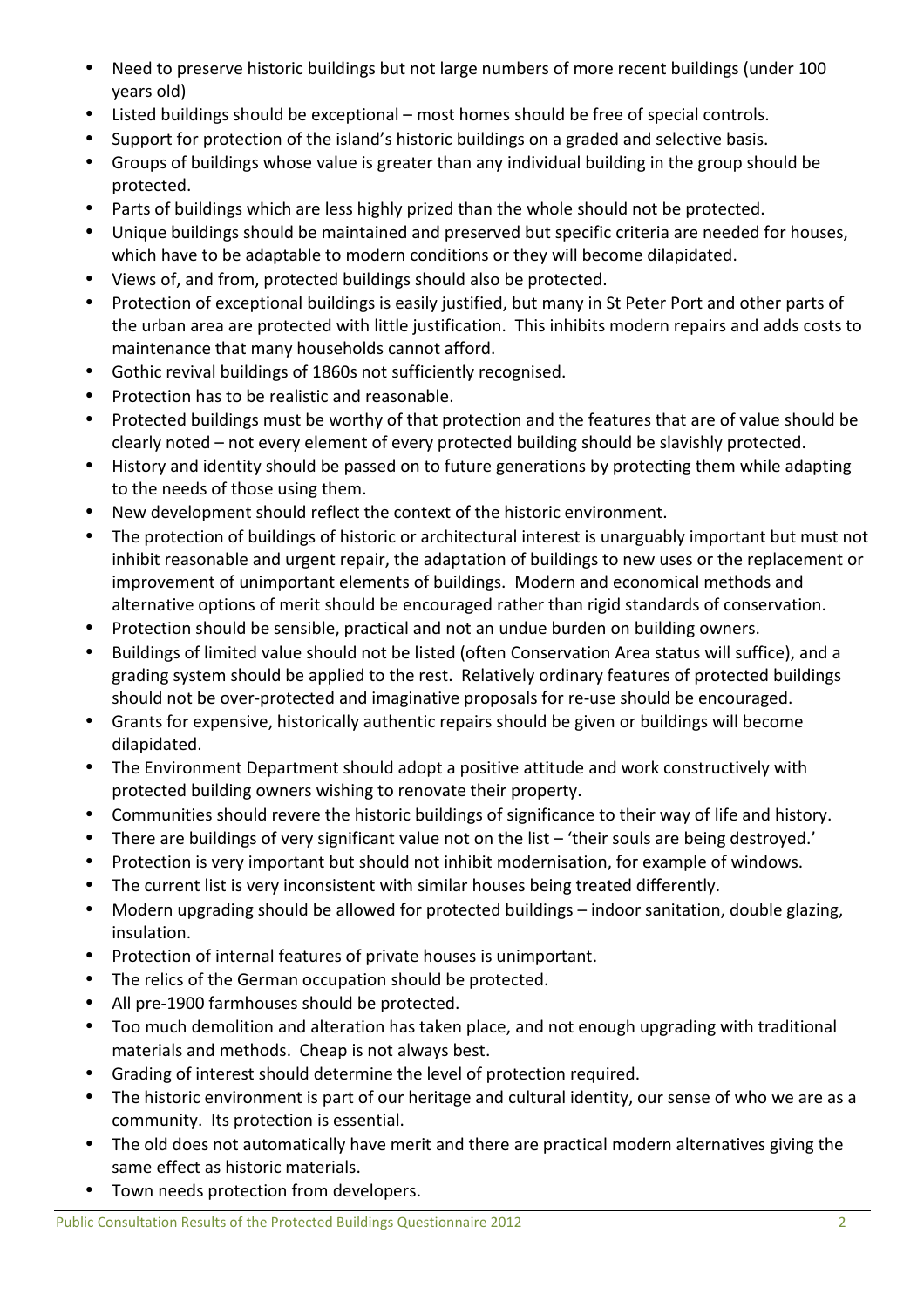- Need to preserve historic buildings but not large numbers of more recent buildings (under 100 years old)
- Listed buildings should be exceptional – most homes should be free of special controls.
- Support for protection of the island's historic buildings on a graded and selective basis.
- Groups of buildings whose value is greater than any individual building in the group should be protected.
- Parts of buildings which are less highly prized than the whole should not be protected.
- Unique buildings should be maintained and preserved but specific criteria are needed for houses, which have to be adaptable to modern conditions or they will become dilapidated.
- Views of, and from, protected buildings should also be protected.
- Protection of exceptional buildings is easily justified, but many in St Peter Port and other parts of the urban area are protected with little justification. This inhibits modern repairs and adds costs to maintenance that many households cannot afford.
- Gothic revival buildings of 1860s not sufficiently recognised.
- Protection has to be realistic and reasonable.
- Protected buildings must be worthy of that protection and the features that are of value should be clearly noted – not every element of every protected building should be slavishly protected.
- History and identity should be passed on to future generations by protecting them while adapting to the needs of those using them.
- New development should reflect the context of the historic environment.
- The protection of buildings of historic or architectural interest is unarguably important but must not inhibit reasonable and urgent repair, the adaptation of buildings to new uses or the replacement or improvement of unimportant elements of buildings. Modern and economical methods and alternative options of merit should be encouraged rather than rigid standards of conservation.
- Protection should be sensible, practical and not an undue burden on building owners.
- Buildings of limited value should not be listed (often Conservation Area status will suffice), and a grading system should be applied to the rest. Relatively ordinary features of protected buildings should not be over-protected and imaginative proposals for re-use should be encouraged.
- Grants for expensive, historically authentic repairs should be given or buildings will become dilapidated.
- The Environment Department should adopt a positive attitude and work constructively with protected building owners wishing to renovate their property.
- Communities should revere the historic buildings of significance to their way of life and history.
- There are buildings of very significant value not on the list – 'their souls are being destroyed.'
- Protection is very important but should not inhibit modernisation, for example of windows.
- The current list is very inconsistent with similar houses being treated differently.
- Modern upgrading should be allowed for protected buildings – indoor sanitation, double glazing, insulation.
- Protection of internal features of private houses is unimportant.
- The relics of the German occupation should be protected.
- All pre-1900 farmhouses should be protected.
- Too much demolition and alteration has taken place, and not enough upgrading with traditional materials and methods. Cheap is not always best.
- Grading of interest should determine the level of protection required.
- The historic environment is part of our heritage and cultural identity, our sense of who we are as a community. Its protection is essential.
- The old does not automatically have merit and there are practical modern alternatives giving the same effect as historic materials.
- Town needs protection from developers.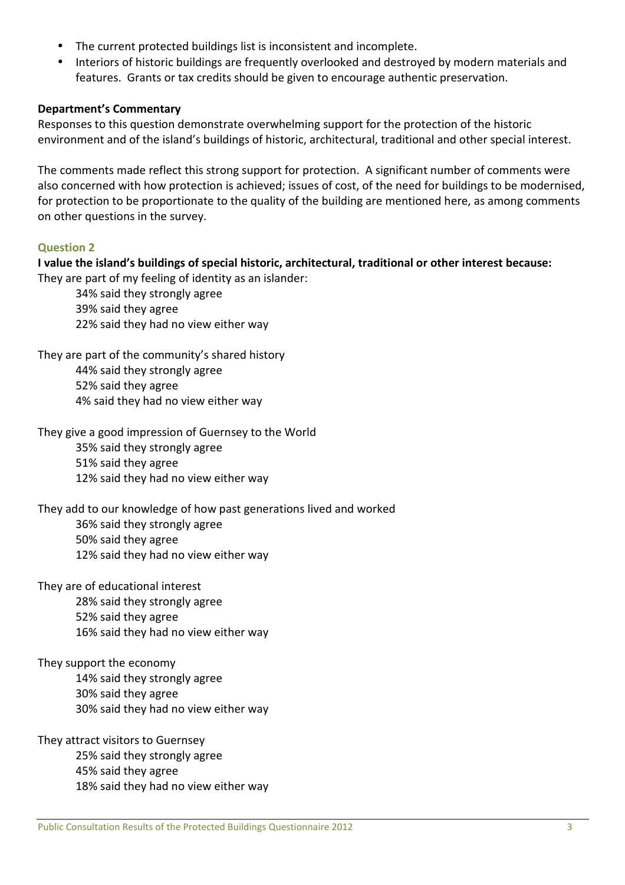- The current protected buildings list is inconsistent and incomplete.
- Interiors of historic buildings are frequently overlooked and destroyed by modern materials and features. Grants or tax credits should be given to encourage authentic preservation.

**Department's Commentary**

Responses to this question demonstrate overwhelming support for the protection of the historic environment and of the island's buildings of historic, architectural, traditional and other special interest.

The comments made reflect this strong support for protection. A significant number of comments were also concerned with how protection is achieved; issues of cost, of the need for buildings to be modernised, for protection to be proportionate to the quality of the building are mentioned here, as among comments on other questions in the survey.

### Question 2

**I value the island's buildings of special historic, architectural, traditional or other interest because:**

They are part of my feeling of identity as an islander:

- 34% said they strongly agree
- 39% said they agree
- 22% said they had no view either way

They are part of the community's shared history

- 44% said they strongly agree
- 52% said they agree
- 4% said they had no view either way

They give a good impression of Guernsey to the World

- 35% said they strongly agree
- 51% said they agree
- 12% said they had no view either way

They add to our knowledge of how past generations lived and worked

- 36% said they strongly agree
- 50% said they agree
- 12% said they had no view either way

They are of educational interest

- 28% said they strongly agree
- 52% said they agree
- 16% said they had no view either way

They support the economy

- 14% said they strongly agree
- 30% said they agree
- 30% said they had no view either way

They attract visitors to Guernsey

- 25% said they strongly agree
- 45% said they agree
- 18% said they had no view either way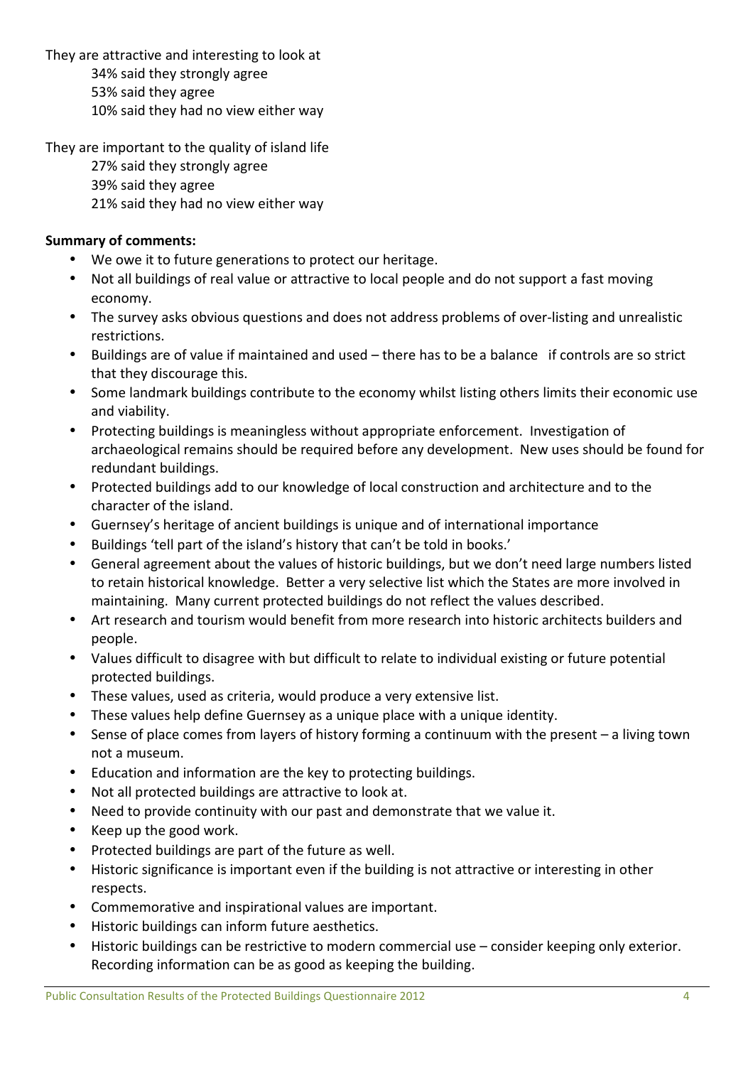They are attractive and interesting to look at

34% said they strongly agree
53% said they agree
10% said they had no view either way

They are important to the quality of island life

27% said they strongly agree
39% said they agree
21% said they had no view either way

**Summary of comments:**

- We owe it to future generations to protect our heritage.
- Not all buildings of real value or attractive to local people and do not support a fast moving economy.
- The survey asks obvious questions and does not address problems of over-listing and unrealistic restrictions.
- Buildings are of value if maintained and used – there has to be a balance if controls are so strict that they discourage this.
- Some landmark buildings contribute to the economy whilst listing others limits their economic use and viability.
- Protecting buildings is meaningless without appropriate enforcement. Investigation of archaeological remains should be required before any development. New uses should be found for redundant buildings.
- Protected buildings add to our knowledge of local construction and architecture and to the character of the island.
- Guernsey's heritage of ancient buildings is unique and of international importance
- Buildings 'tell part of the island's history that can't be told in books.'
- General agreement about the values of historic buildings, but we don't need large numbers listed to retain historical knowledge. Better a very selective list which the States are more involved in maintaining. Many current protected buildings do not reflect the values described.
- Art research and tourism would benefit from more research into historic architects builders and people.
- Values difficult to disagree with but difficult to relate to individual existing or future potential protected buildings.
- These values, used as criteria, would produce a very extensive list.
- These values help define Guernsey as a unique place with a unique identity.
- Sense of place comes from layers of history forming a continuum with the present – a living town not a museum.
- Education and information are the key to protecting buildings.
- Not all protected buildings are attractive to look at.
- Need to provide continuity with our past and demonstrate that we value it.
- Keep up the good work.
- Protected buildings are part of the future as well.
- Historic significance is important even if the building is not attractive or interesting in other respects.
- Commemorative and inspirational values are important.
- Historic buildings can inform future aesthetics.
- Historic buildings can be restrictive to modern commercial use – consider keeping only exterior. Recording information can be as good as keeping the building.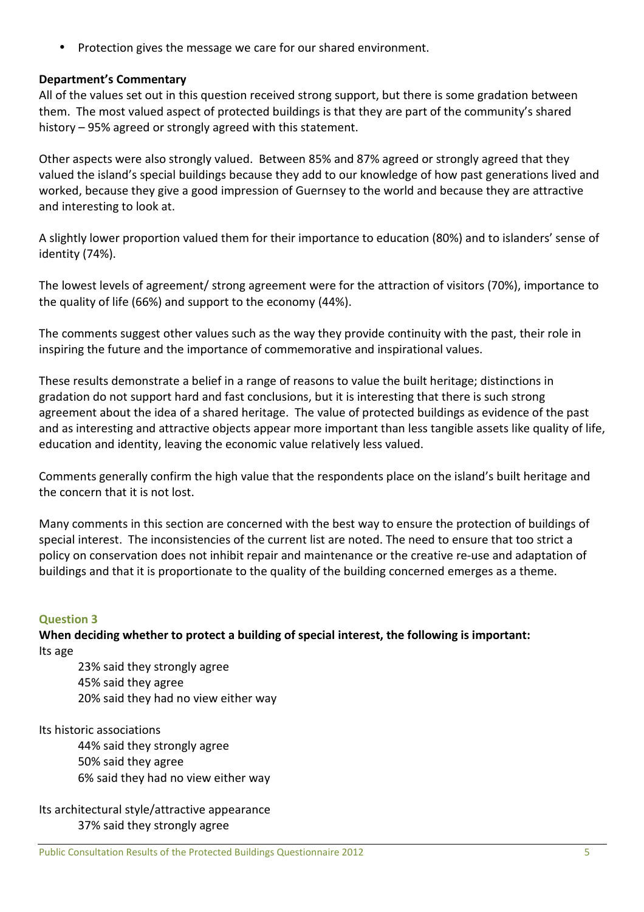- Protection gives the message we care for our shared environment.

**Department's Commentary**

All of the values set out in this question received strong support, but there is some gradation between them. The most valued aspect of protected buildings is that they are part of the community's shared history – 95% agreed or strongly agreed with this statement.

Other aspects were also strongly valued. Between 85% and 87% agreed or strongly agreed that they valued the island's special buildings because they add to our knowledge of how past generations lived and worked, because they give a good impression of Guernsey to the world and because they are attractive and interesting to look at.

A slightly lower proportion valued them for their importance to education (80%) and to islanders' sense of identity (74%).

The lowest levels of agreement/ strong agreement were for the attraction of visitors (70%), importance to the quality of life (66%) and support to the economy (44%).

The comments suggest other values such as the way they provide continuity with the past, their role in inspiring the future and the importance of commemorative and inspirational values.

These results demonstrate a belief in a range of reasons to value the built heritage; distinctions in gradation do not support hard and fast conclusions, but it is interesting that there is such strong agreement about the idea of a shared heritage. The value of protected buildings as evidence of the past and as interesting and attractive objects appear more important than less tangible assets like quality of life, education and identity, leaving the economic value relatively less valued.

Comments generally confirm the high value that the respondents place on the island's built heritage and the concern that it is not lost.

Many comments in this section are concerned with the best way to ensure the protection of buildings of special interest. The inconsistencies of the current list are noted. The need to ensure that too strict a policy on conservation does not inhibit repair and maintenance or the creative re-use and adaptation of buildings and that it is proportionate to the quality of the building concerned emerges as a theme.

### Question 3

**When deciding whether to protect a building of special interest, the following is important:**

Its age

23% said they strongly agree
45% said they agree
20% said they had no view either way

Its historic associations

44% said they strongly agree
50% said they agree
6% said they had no view either way

Its architectural style/attractive appearance

37% said they strongly agree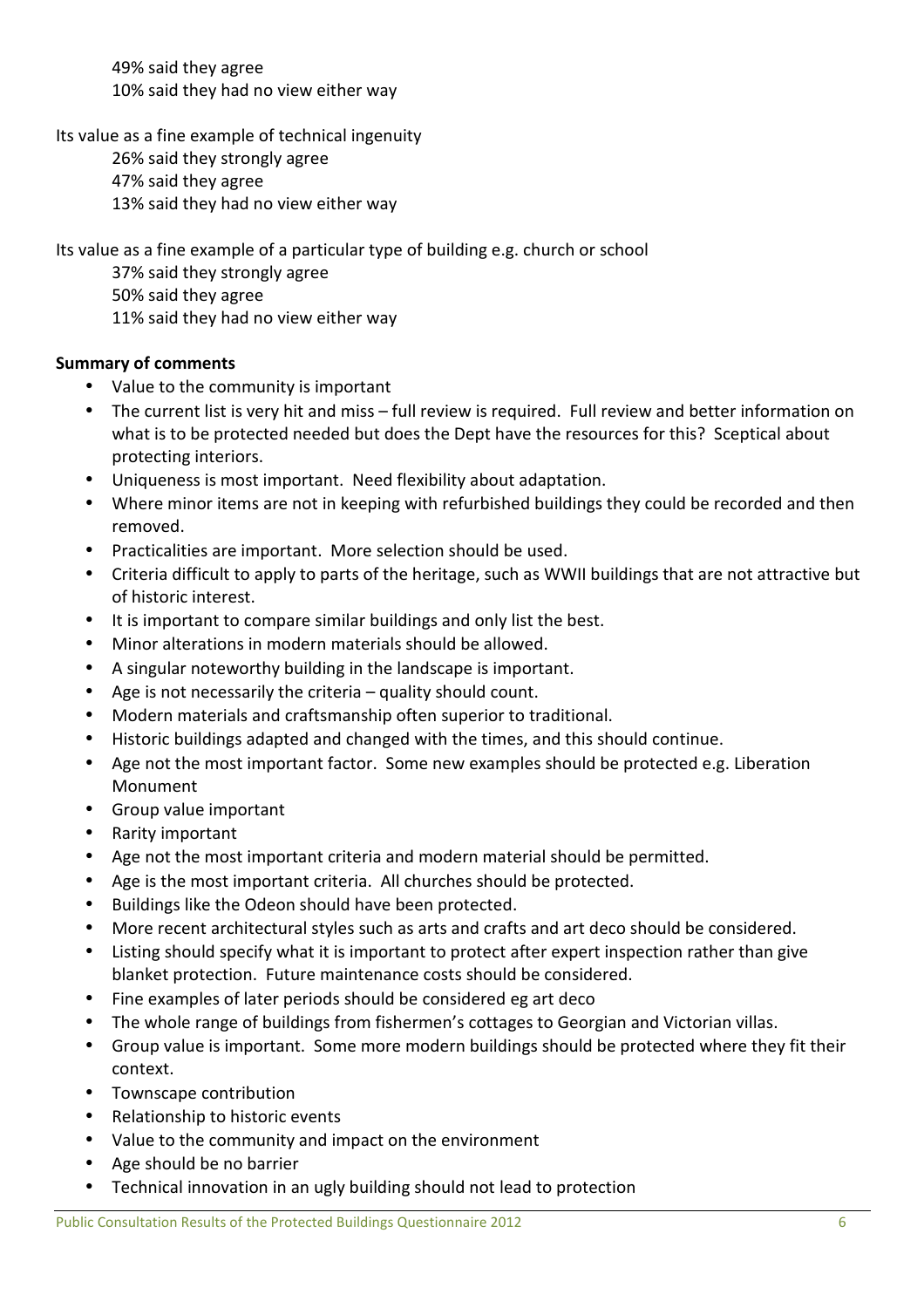49% said they agree
10% said they had no view either way

Its value as a fine example of technical ingenuity

26% said they strongly agree
47% said they agree
13% said they had no view either way

Its value as a fine example of a particular type of building e.g. church or school

37% said they strongly agree
50% said they agree
11% said they had no view either way

**Summary of comments**

- Value to the community is important
- The current list is very hit and miss – full review is required. Full review and better information on what is to be protected needed but does the Dept have the resources for this? Sceptical about protecting interiors.
- Uniqueness is most important. Need flexibility about adaptation.
- Where minor items are not in keeping with refurbished buildings they could be recorded and then removed.
- Practicalities are important. More selection should be used.
- Criteria difficult to apply to parts of the heritage, such as WWII buildings that are not attractive but of historic interest.
- It is important to compare similar buildings and only list the best.
- Minor alterations in modern materials should be allowed.
- A singular noteworthy building in the landscape is important.
- Age is not necessarily the criteria – quality should count.
- Modern materials and craftsmanship often superior to traditional.
- Historic buildings adapted and changed with the times, and this should continue.
- Age not the most important factor. Some new examples should be protected e.g. Liberation Monument
- Group value important
- Rarity important
- Age not the most important criteria and modern material should be permitted.
- Age is the most important criteria. All churches should be protected.
- Buildings like the Odeon should have been protected.
- More recent architectural styles such as arts and crafts and art deco should be considered.
- Listing should specify what it is important to protect after expert inspection rather than give blanket protection. Future maintenance costs should be considered.
- Fine examples of later periods should be considered eg art deco
- The whole range of buildings from fishermen's cottages to Georgian and Victorian villas.
- Group value is important. Some more modern buildings should be protected where they fit their context.
- Townscape contribution
- Relationship to historic events
- Value to the community and impact on the environment
- Age should be no barrier
- Technical innovation in an ugly building should not lead to protection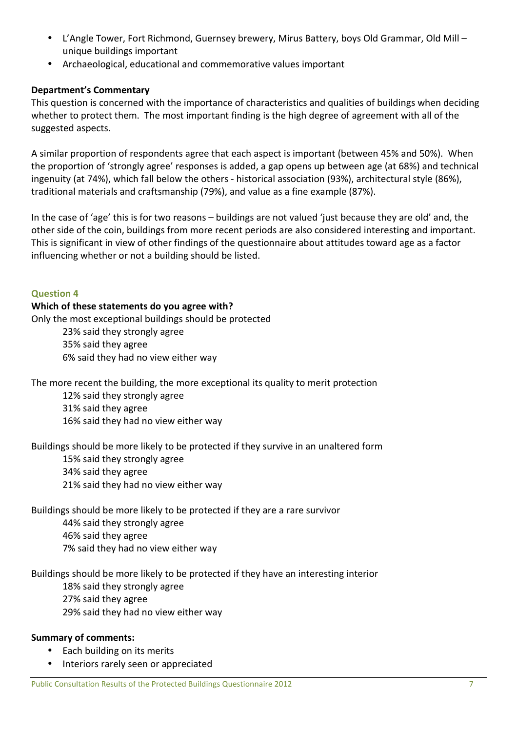- L'Angle Tower, Fort Richmond, Guernsey brewery, Mirus Battery, boys Old Grammar, Old Mill – unique buildings important
- Archaeological, educational and commemorative values important

**Department's Commentary**

This question is concerned with the importance of characteristics and qualities of buildings when deciding whether to protect them. The most important finding is the high degree of agreement with all of the suggested aspects.

A similar proportion of respondents agree that each aspect is important (between 45% and 50%). When the proportion of 'strongly agree' responses is added, a gap opens up between age (at 68%) and technical ingenuity (at 74%), which fall below the others - historical association (93%), architectural style (86%), traditional materials and craftsmanship (79%), and value as a fine example (87%).

In the case of 'age' this is for two reasons – buildings are not valued 'just because they are old' and, the other side of the coin, buildings from more recent periods are also considered interesting and important. This is significant in view of other findings of the questionnaire about attitudes toward age as a factor influencing whether or not a building should be listed.

### Question 4

**Which of these statements do you agree with?**

Only the most exceptional buildings should be protected

23% said they strongly agree
35% said they agree
6% said they had no view either way

The more recent the building, the more exceptional its quality to merit protection

12% said they strongly agree
31% said they agree
16% said they had no view either way

Buildings should be more likely to be protected if they survive in an unaltered form

15% said they strongly agree
34% said they agree
21% said they had no view either way

Buildings should be more likely to be protected if they are a rare survivor

44% said they strongly agree
46% said they agree
7% said they had no view either way

Buildings should be more likely to be protected if they have an interesting interior

18% said they strongly agree
27% said they agree
29% said they had no view either way

**Summary of comments:**

- Each building on its merits
- Interiors rarely seen or appreciated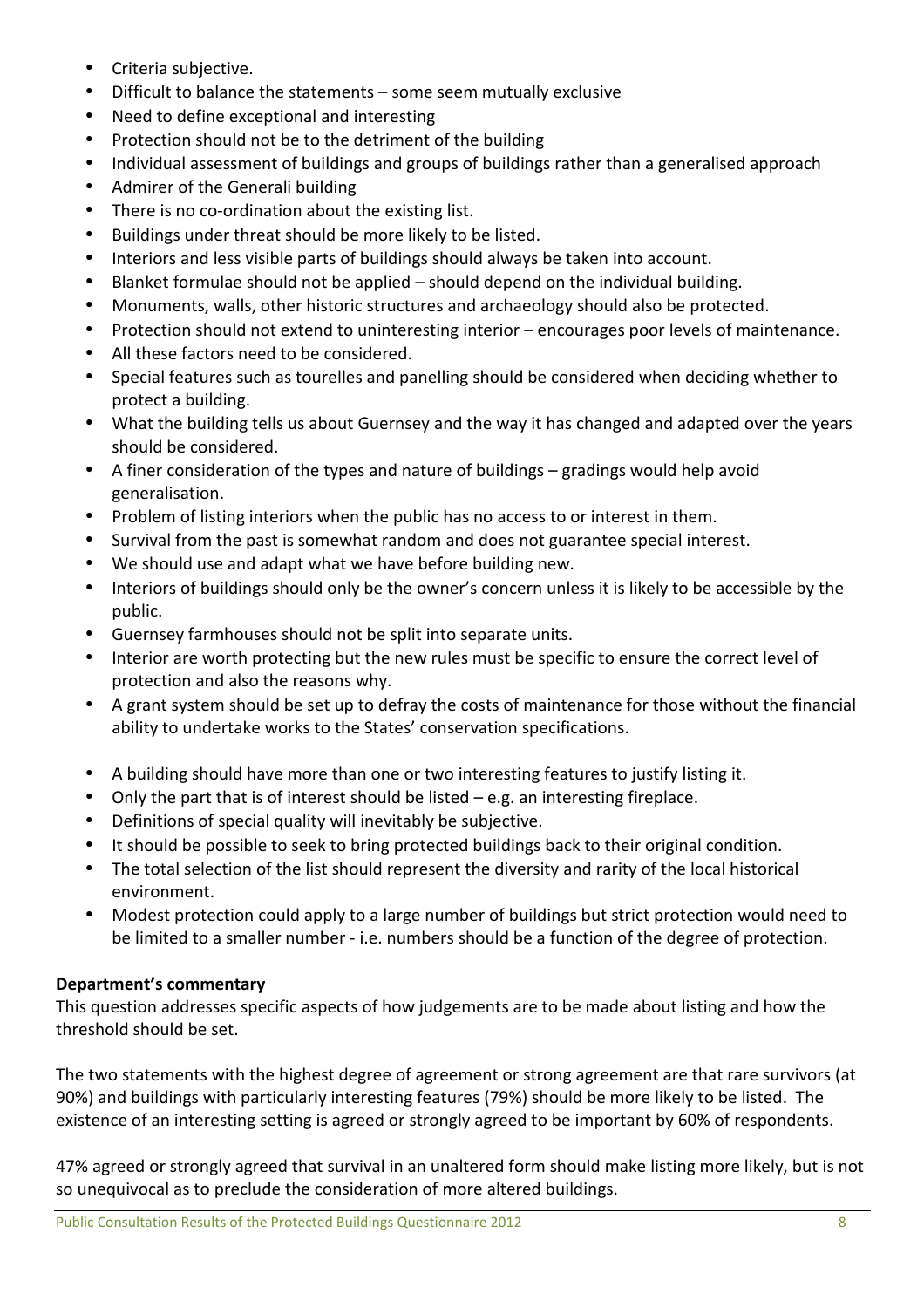- Criteria subjective.
- Difficult to balance the statements – some seem mutually exclusive
- Need to define exceptional and interesting
- Protection should not be to the detriment of the building
- Individual assessment of buildings and groups of buildings rather than a generalised approach
- Admirer of the Generali building
- There is no co-ordination about the existing list.
- Buildings under threat should be more likely to be listed.
- Interiors and less visible parts of buildings should always be taken into account.
- Blanket formulae should not be applied – should depend on the individual building.
- Monuments, walls, other historic structures and archaeology should also be protected.
- Protection should not extend to uninteresting interior – encourages poor levels of maintenance.
- All these factors need to be considered.
- Special features such as tourelles and panelling should be considered when deciding whether to protect a building.
- What the building tells us about Guernsey and the way it has changed and adapted over the years should be considered.
- A finer consideration of the types and nature of buildings – gradings would help avoid generalisation.
- Problem of listing interiors when the public has no access to or interest in them.
- Survival from the past is somewhat random and does not guarantee special interest.
- We should use and adapt what we have before building new.
- Interiors of buildings should only be the owner's concern unless it is likely to be accessible by the public.
- Guernsey farmhouses should not be split into separate units.
- Interior are worth protecting but the new rules must be specific to ensure the correct level of protection and also the reasons why.
- A grant system should be set up to defray the costs of maintenance for those without the financial ability to undertake works to the States' conservation specifications.
- A building should have more than one or two interesting features to justify listing it.
- Only the part that is of interest should be listed – e.g. an interesting fireplace.
- Definitions of special quality will inevitably be subjective.
- It should be possible to seek to bring protected buildings back to their original condition.
- The total selection of the list should represent the diversity and rarity of the local historical environment.
- Modest protection could apply to a large number of buildings but strict protection would need to be limited to a smaller number - i.e. numbers should be a function of the degree of protection.

**Department's commentary**

This question addresses specific aspects of how judgements are to be made about listing and how the threshold should be set.

The two statements with the highest degree of agreement or strong agreement are that rare survivors (at 90%) and buildings with particularly interesting features (79%) should be more likely to be listed. The existence of an interesting setting is agreed or strongly agreed to be important by 60% of respondents.

47% agreed or strongly agreed that survival in an unaltered form should make listing more likely, but is not so unequivocal as to preclude the consideration of more altered buildings.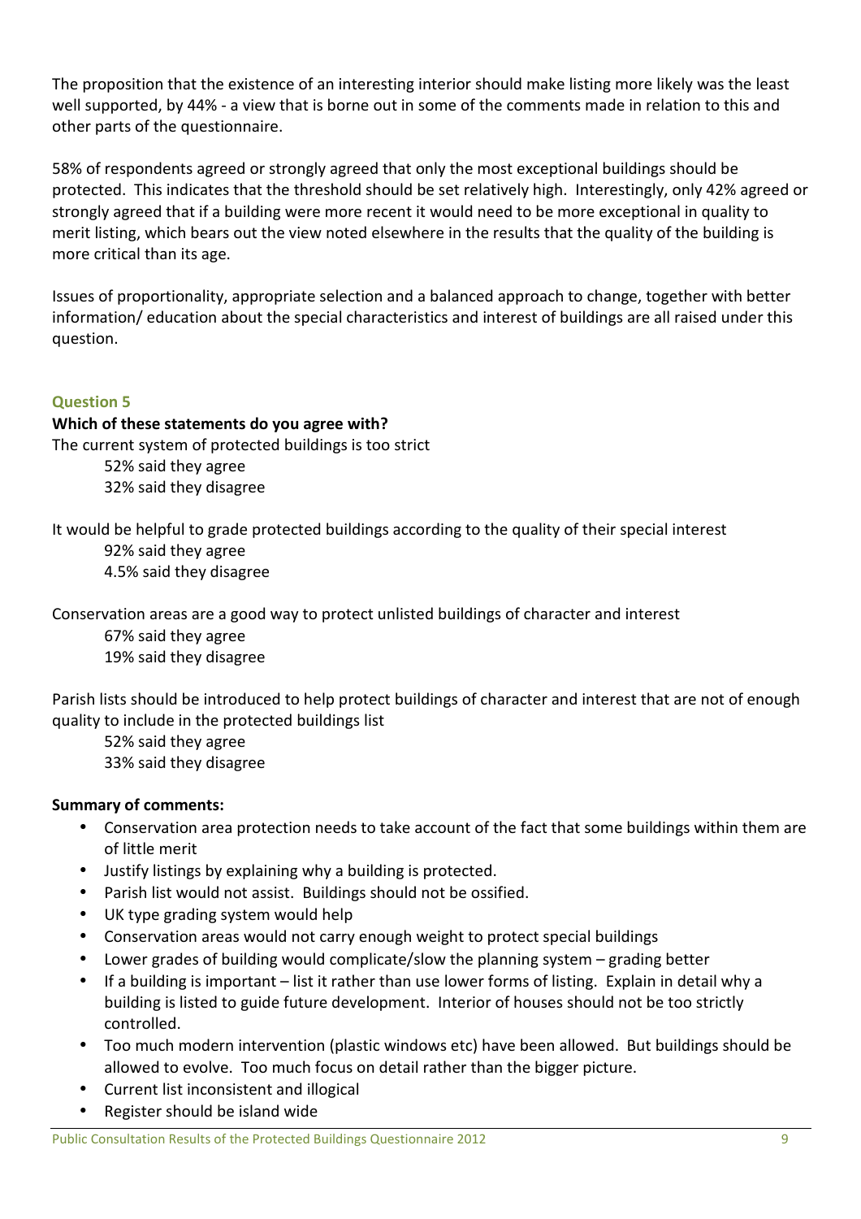The proposition that the existence of an interesting interior should make listing more likely was the least well supported, by 44% - a view that is borne out in some of the comments made in relation to this and other parts of the questionnaire.

58% of respondents agreed or strongly agreed that only the most exceptional buildings should be protected. This indicates that the threshold should be set relatively high. Interestingly, only 42% agreed or strongly agreed that if a building were more recent it would need to be more exceptional in quality to merit listing, which bears out the view noted elsewhere in the results that the quality of the building is more critical than its age.

Issues of proportionality, appropriate selection and a balanced approach to change, together with better information/ education about the special characteristics and interest of buildings are all raised under this question.

### Question 5

**Which of these statements do you agree with?**

The current system of protected buildings is too strict

- 52% said they agree
- 32% said they disagree

It would be helpful to grade protected buildings according to the quality of their special interest

- 92% said they agree
- 4.5% said they disagree

Conservation areas are a good way to protect unlisted buildings of character and interest

- 67% said they agree
- 19% said they disagree

Parish lists should be introduced to help protect buildings of character and interest that are not of enough quality to include in the protected buildings list

- 52% said they agree
- 33% said they disagree

**Summary of comments:**

- Conservation area protection needs to take account of the fact that some buildings within them are of little merit
- Justify listings by explaining why a building is protected.
- Parish list would not assist. Buildings should not be ossified.
- UK type grading system would help
- Conservation areas would not carry enough weight to protect special buildings
- Lower grades of building would complicate/slow the planning system – grading better
- If a building is important – list it rather than use lower forms of listing. Explain in detail why a building is listed to guide future development. Interior of houses should not be too strictly controlled.
- Too much modern intervention (plastic windows etc) have been allowed. But buildings should be allowed to evolve. Too much focus on detail rather than the bigger picture.
- Current list inconsistent and illogical
- Register should be island wide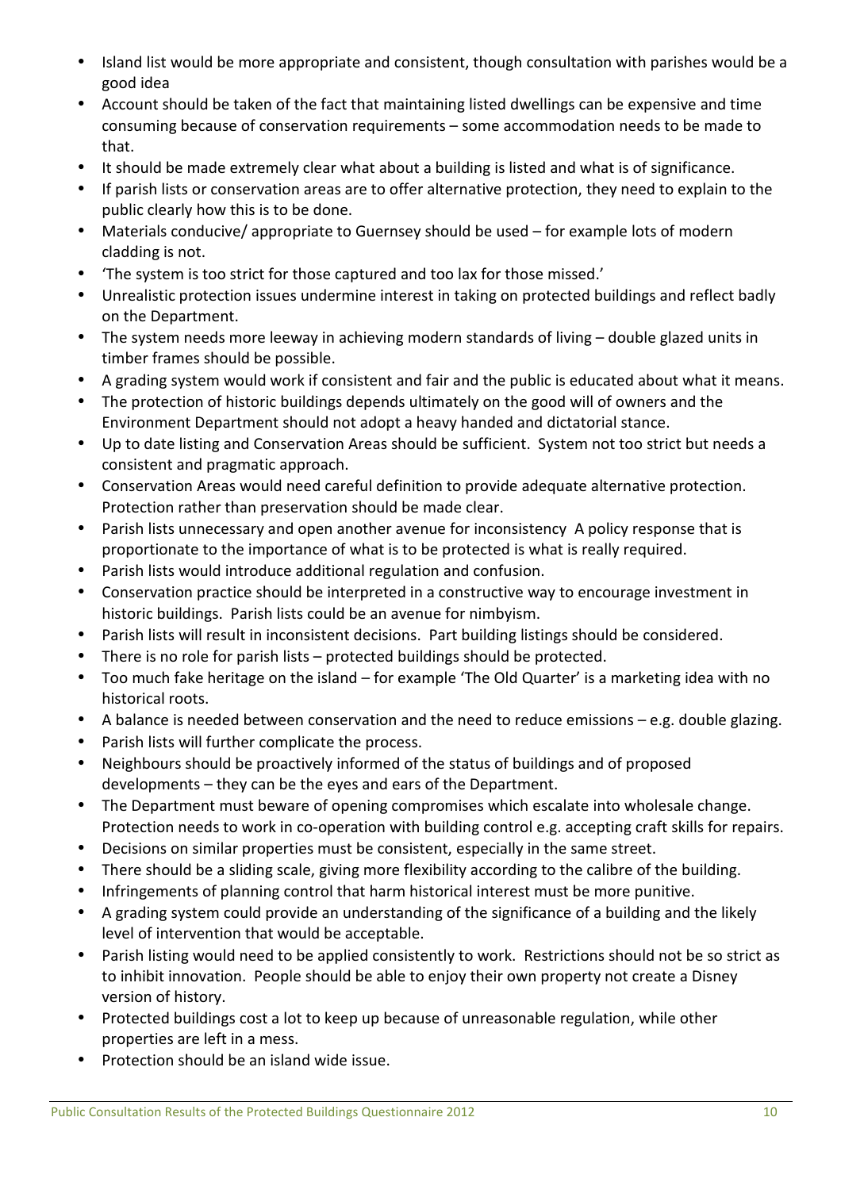- Island list would be more appropriate and consistent, though consultation with parishes would be a good idea
- Account should be taken of the fact that maintaining listed dwellings can be expensive and time consuming because of conservation requirements – some accommodation needs to be made to that.
- It should be made extremely clear what about a building is listed and what is of significance.
- If parish lists or conservation areas are to offer alternative protection, they need to explain to the public clearly how this is to be done.
- Materials conducive/ appropriate to Guernsey should be used – for example lots of modern cladding is not.
- 'The system is too strict for those captured and too lax for those missed.'
- Unrealistic protection issues undermine interest in taking on protected buildings and reflect badly on the Department.
- The system needs more leeway in achieving modern standards of living – double glazed units in timber frames should be possible.
- A grading system would work if consistent and fair and the public is educated about what it means.
- The protection of historic buildings depends ultimately on the good will of owners and the Environment Department should not adopt a heavy handed and dictatorial stance.
- Up to date listing and Conservation Areas should be sufficient. System not too strict but needs a consistent and pragmatic approach.
- Conservation Areas would need careful definition to provide adequate alternative protection. Protection rather than preservation should be made clear.
- Parish lists unnecessary and open another avenue for inconsistency A policy response that is proportionate to the importance of what is to be protected is what is really required.
- Parish lists would introduce additional regulation and confusion.
- Conservation practice should be interpreted in a constructive way to encourage investment in historic buildings. Parish lists could be an avenue for nimbyism.
- Parish lists will result in inconsistent decisions. Part building listings should be considered.
- There is no role for parish lists – protected buildings should be protected.
- Too much fake heritage on the island – for example 'The Old Quarter' is a marketing idea with no historical roots.
- A balance is needed between conservation and the need to reduce emissions – e.g. double glazing.
- Parish lists will further complicate the process.
- Neighbours should be proactively informed of the status of buildings and of proposed developments – they can be the eyes and ears of the Department.
- The Department must beware of opening compromises which escalate into wholesale change. Protection needs to work in co-operation with building control e.g. accepting craft skills for repairs.
- Decisions on similar properties must be consistent, especially in the same street.
- There should be a sliding scale, giving more flexibility according to the calibre of the building.
- Infringements of planning control that harm historical interest must be more punitive.
- A grading system could provide an understanding of the significance of a building and the likely level of intervention that would be acceptable.
- Parish listing would need to be applied consistently to work. Restrictions should not be so strict as to inhibit innovation. People should be able to enjoy their own property not create a Disney version of history.
- Protected buildings cost a lot to keep up because of unreasonable regulation, while other properties are left in a mess.
- Protection should be an island wide issue.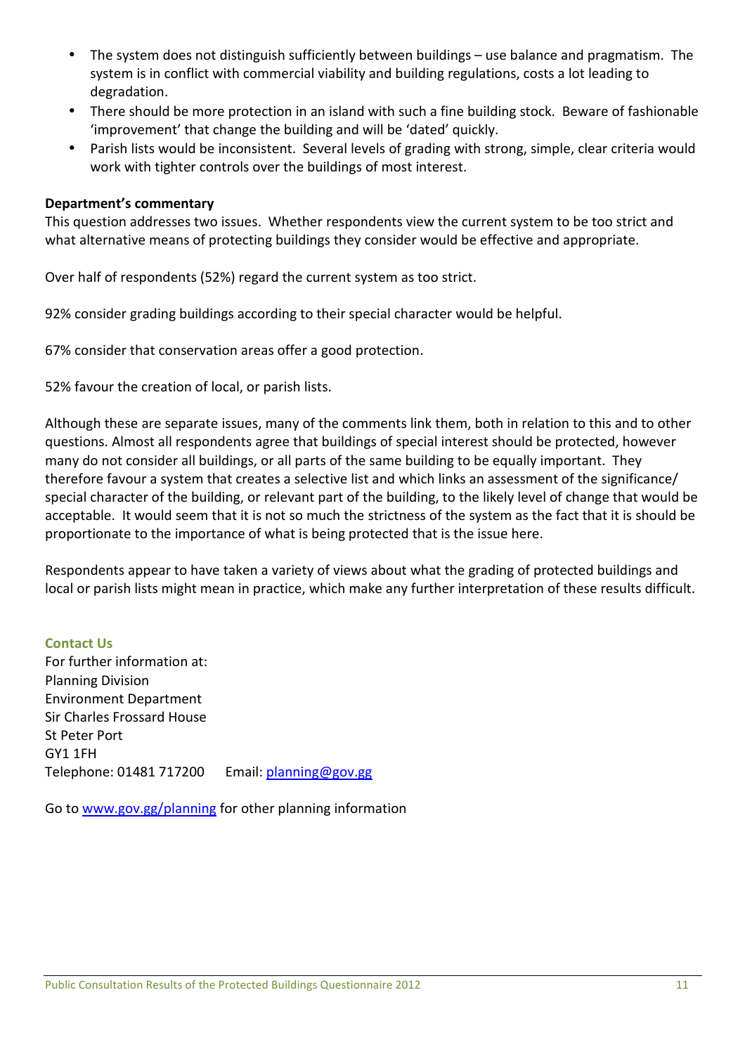- The system does not distinguish sufficiently between buildings – use balance and pragmatism. The system is in conflict with commercial viability and building regulations, costs a lot leading to degradation.
- There should be more protection in an island with such a fine building stock. Beware of fashionable 'improvement' that change the building and will be 'dated' quickly.
- Parish lists would be inconsistent. Several levels of grading with strong, simple, clear criteria would work with tighter controls over the buildings of most interest.

**Department's commentary**

This question addresses two issues. Whether respondents view the current system to be too strict and what alternative means of protecting buildings they consider would be effective and appropriate.

Over half of respondents (52%) regard the current system as too strict.

92% consider grading buildings according to their special character would be helpful.

67% consider that conservation areas offer a good protection.

52% favour the creation of local, or parish lists.

Although these are separate issues, many of the comments link them, both in relation to this and to other questions. Almost all respondents agree that buildings of special interest should be protected, however many do not consider all buildings, or all parts of the same building to be equally important. They therefore favour a system that creates a selective list and which links an assessment of the significance/ special character of the building, or relevant part of the building, to the likely level of change that would be acceptable. It would seem that it is not so much the strictness of the system as the fact that it is should be proportionate to the importance of what is being protected that is the issue here.

Respondents appear to have taken a variety of views about what the grading of protected buildings and local or parish lists might mean in practice, which make any further interpretation of these results difficult.

**Contact Us**

For further information at:
Planning Division
Environment Department
Sir Charles Frossard House
St Peter Port
GY1 1FH
Telephone: 01481 717200 Email: planning@gov.gg

Go to www.gov.gg/planning for other planning information